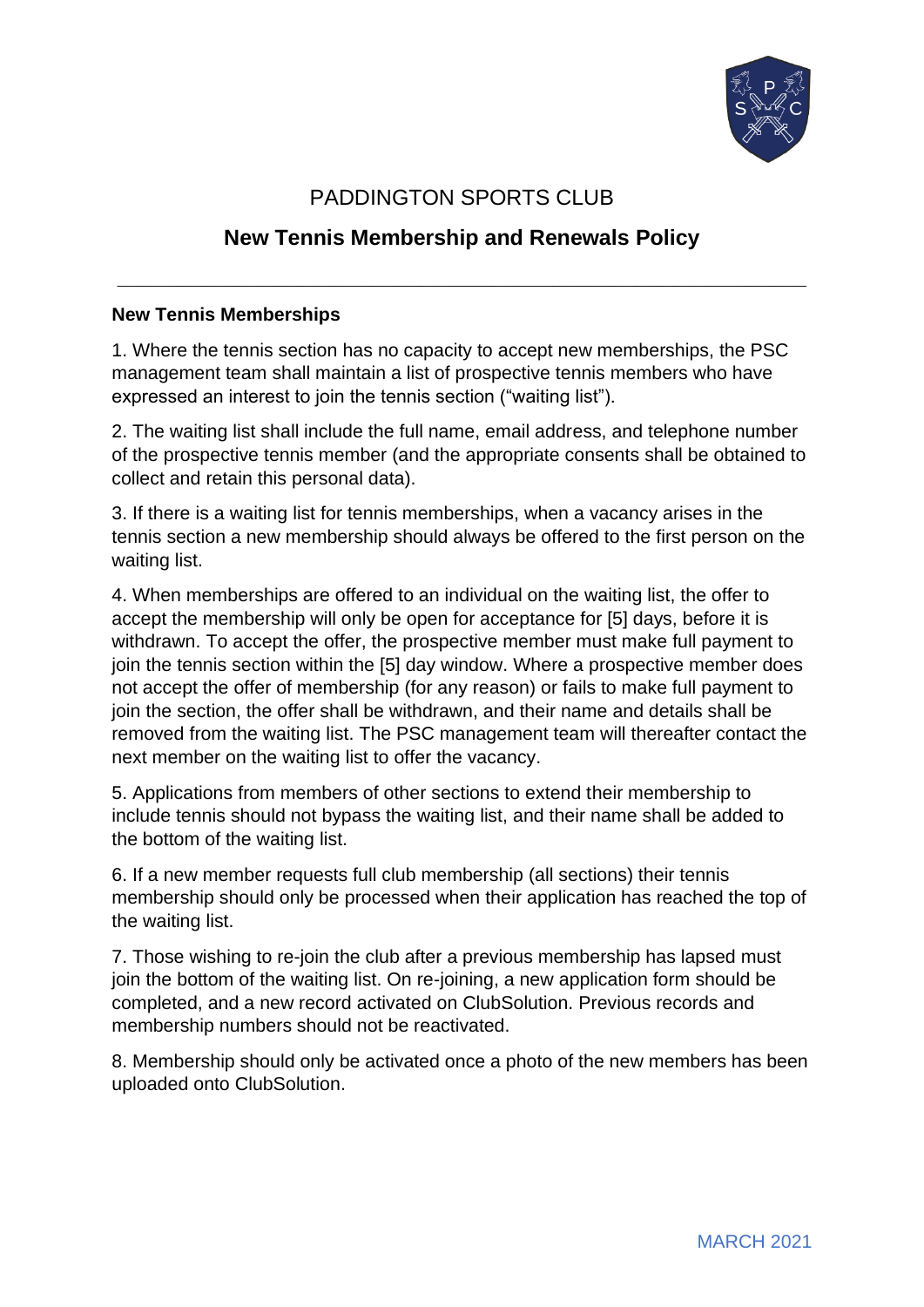# PADDINGTON SPORTS CLUB

## New Tennis Membership and Renewals Policy

---

**New Tennis Memberships**

1. Where the tennis section has no capacity to accept new memberships, the PSC management team shall maintain a list of prospective tennis members who have expressed an interest to join the tennis section ("waiting list").

2. The waiting list shall include the full name, email address, and telephone number of the prospective tennis member (and the appropriate consents shall be obtained to collect and retain this personal data).

3. If there is a waiting list for tennis memberships, when a vacancy arises in the tennis section a new membership should always be offered to the first person on the waiting list.

4. When memberships are offered to an individual on the waiting list, the offer to accept the membership will only be open for acceptance for [5] days, before it is withdrawn. To accept the offer, the prospective member must make full payment to join the tennis section within the [5] day window. Where a prospective member does not accept the offer of membership (for any reason) or fails to make full payment to join the section, the offer shall be withdrawn, and their name and details shall be removed from the waiting list. The PSC management team will thereafter contact the next member on the waiting list to offer the vacancy.

5. Applications from members of other sections to extend their membership to include tennis should not bypass the waiting list, and their name shall be added to the bottom of the waiting list.

6. If a new member requests full club membership (all sections) their tennis membership should only be processed when their application has reached the top of the waiting list.

7. Those wishing to re-join the club after a previous membership has lapsed must join the bottom of the waiting list. On re-joining, a new application form should be completed, and a new record activated on ClubSolution. Previous records and membership numbers should not be reactivated.

8. Membership should only be activated once a photo of the new members has been uploaded onto ClubSolution.

MARCH 2021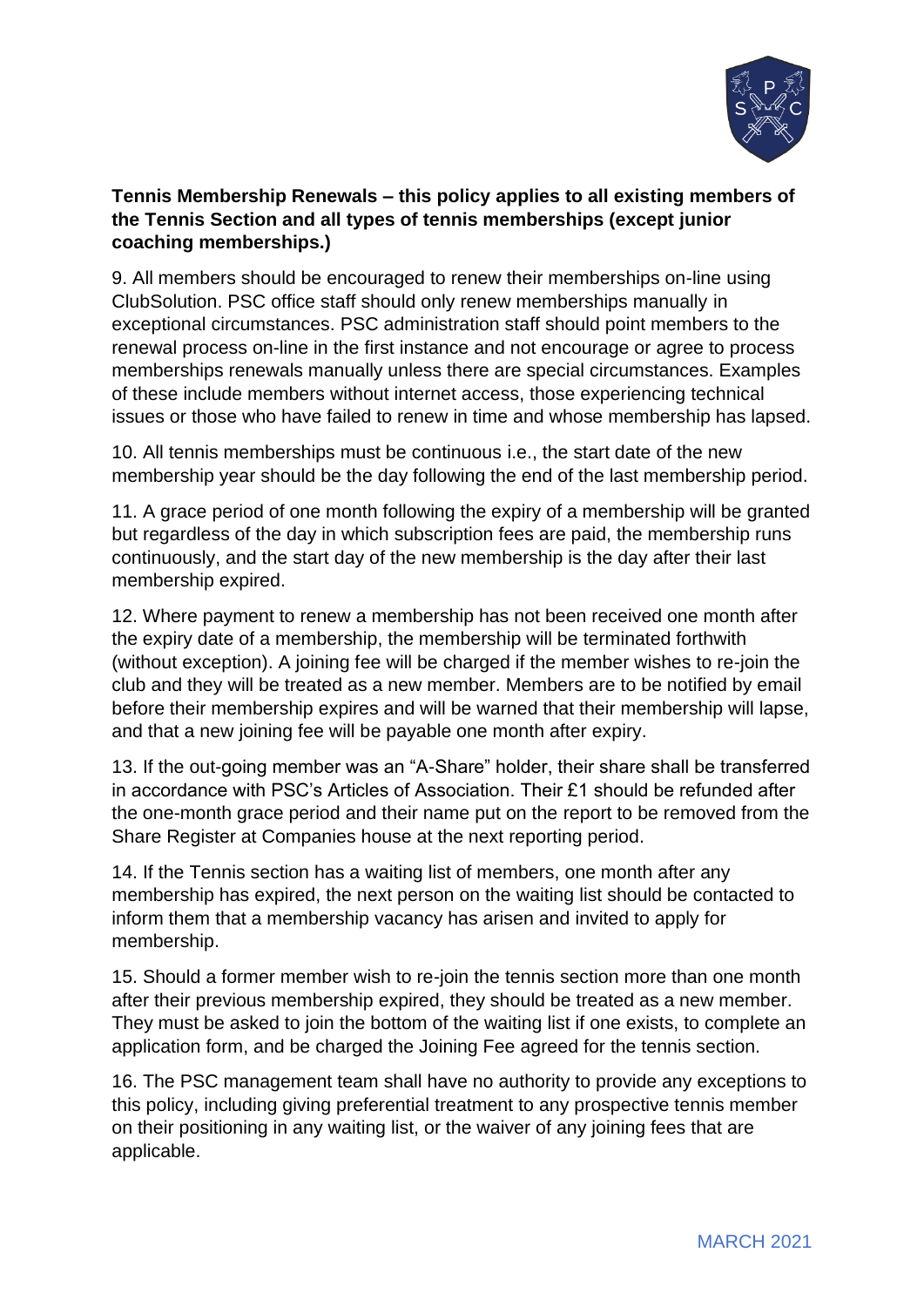**Tennis Membership Renewals – this policy applies to all existing members of the Tennis Section and all types of tennis memberships (except junior coaching memberships.)**

9. All members should be encouraged to renew their memberships on-line using ClubSolution. PSC office staff should only renew memberships manually in exceptional circumstances. PSC administration staff should point members to the renewal process on-line in the first instance and not encourage or agree to process memberships renewals manually unless there are special circumstances. Examples of these include members without internet access, those experiencing technical issues or those who have failed to renew in time and whose membership has lapsed.

10. All tennis memberships must be continuous i.e., the start date of the new membership year should be the day following the end of the last membership period.

11. A grace period of one month following the expiry of a membership will be granted but regardless of the day in which subscription fees are paid, the membership runs continuously, and the start day of the new membership is the day after their last membership expired.

12. Where payment to renew a membership has not been received one month after the expiry date of a membership, the membership will be terminated forthwith (without exception). A joining fee will be charged if the member wishes to re-join the club and they will be treated as a new member. Members are to be notified by email before their membership expires and will be warned that their membership will lapse, and that a new joining fee will be payable one month after expiry.

13. If the out-going member was an "A-Share" holder, their share shall be transferred in accordance with PSC's Articles of Association. Their £1 should be refunded after the one-month grace period and their name put on the report to be removed from the Share Register at Companies house at the next reporting period.

14. If the Tennis section has a waiting list of members, one month after any membership has expired, the next person on the waiting list should be contacted to inform them that a membership vacancy has arisen and invited to apply for membership.

15. Should a former member wish to re-join the tennis section more than one month after their previous membership expired, they should be treated as a new member. They must be asked to join the bottom of the waiting list if one exists, to complete an application form, and be charged the Joining Fee agreed for the tennis section.

16. The PSC management team shall have no authority to provide any exceptions to this policy, including giving preferential treatment to any prospective tennis member on their positioning in any waiting list, or the waiver of any joining fees that are applicable.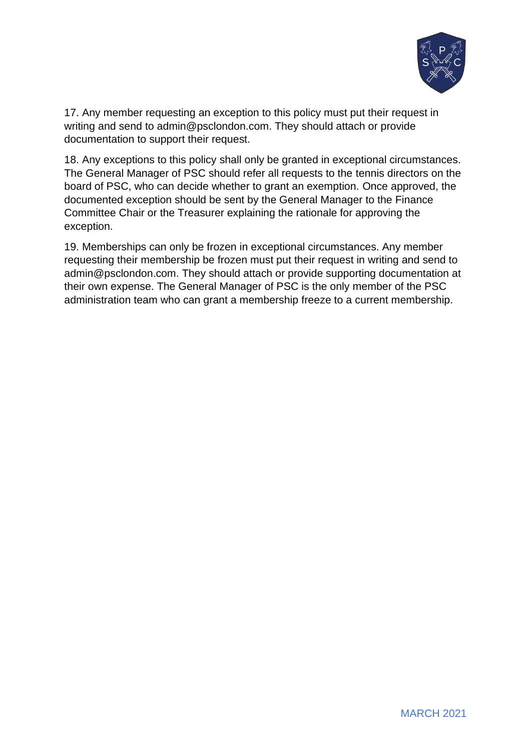17. Any member requesting an exception to this policy must put their request in writing and send to admin@psclondon.com. They should attach or provide documentation to support their request.

18. Any exceptions to this policy shall only be granted in exceptional circumstances. The General Manager of PSC should refer all requests to the tennis directors on the board of PSC, who can decide whether to grant an exemption. Once approved, the documented exception should be sent by the General Manager to the Finance Committee Chair or the Treasurer explaining the rationale for approving the exception.

19. Memberships can only be frozen in exceptional circumstances. Any member requesting their membership be frozen must put their request in writing and send to admin@psclondon.com. They should attach or provide supporting documentation at their own expense. The General Manager of PSC is the only member of the PSC administration team who can grant a membership freeze to a current membership.